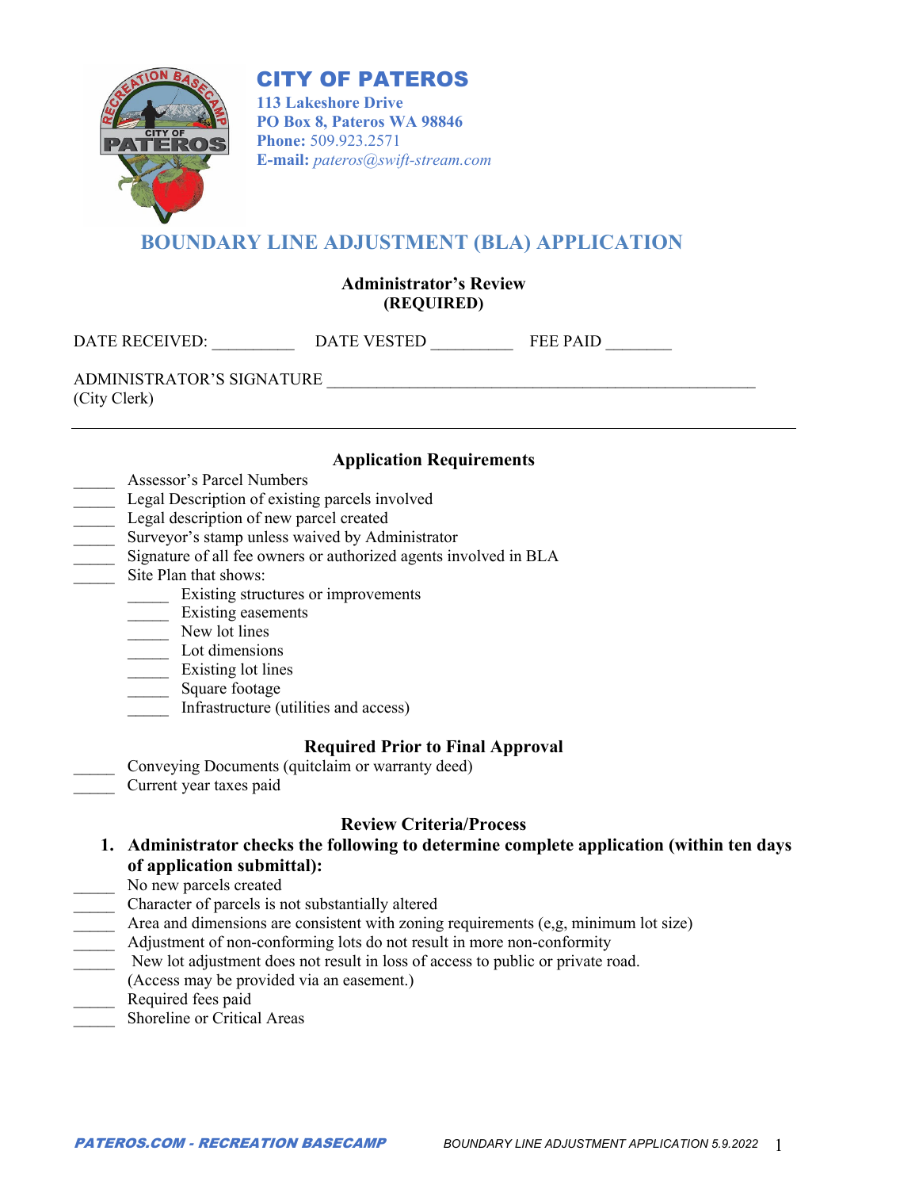# CITY OF PATEROS

**113 Lakeshore Drive**
**PO Box 8, Pateros WA 98846**
**Phone:** 509.923.2571
**E-mail:** *pateros@swift-stream.com*

## BOUNDARY LINE ADJUSTMENT (BLA) APPLICATION

**Administrator's Review**
**(REQUIRED)**

DATE RECEIVED: __________ DATE VESTED __________ FEE PAID ________

ADMINISTRATOR'S SIGNATURE ______________________________________________________
(City Clerk)

---

### Application Requirements

_____ Assessor's Parcel Numbers
_____ Legal Description of existing parcels involved
_____ Legal description of new parcel created
_____ Surveyor's stamp unless waived by Administrator
_____ Signature of all fee owners or authorized agents involved in BLA
_____ Site Plan that shows:
- _____ Existing structures or improvements
- _____ Existing easements
- _____ New lot lines
- _____ Lot dimensions
- _____ Existing lot lines
- _____ Square footage
- _____ Infrastructure (utilities and access)

### Required Prior to Final Approval

_____ Conveying Documents (quitclaim or warranty deed)
_____ Current year taxes paid

### Review Criteria/Process

1. **Administrator checks the following to determine complete application (within ten days of application submittal):**

_____ No new parcels created
_____ Character of parcels is not substantially altered
_____ Area and dimensions are consistent with zoning requirements (e,g, minimum lot size)
_____ Adjustment of non-conforming lots do not result in more non-conformity
_____ New lot adjustment does not result in loss of access to public or private road. (Access may be provided via an easement.)
_____ Required fees paid
_____ Shoreline or Critical Areas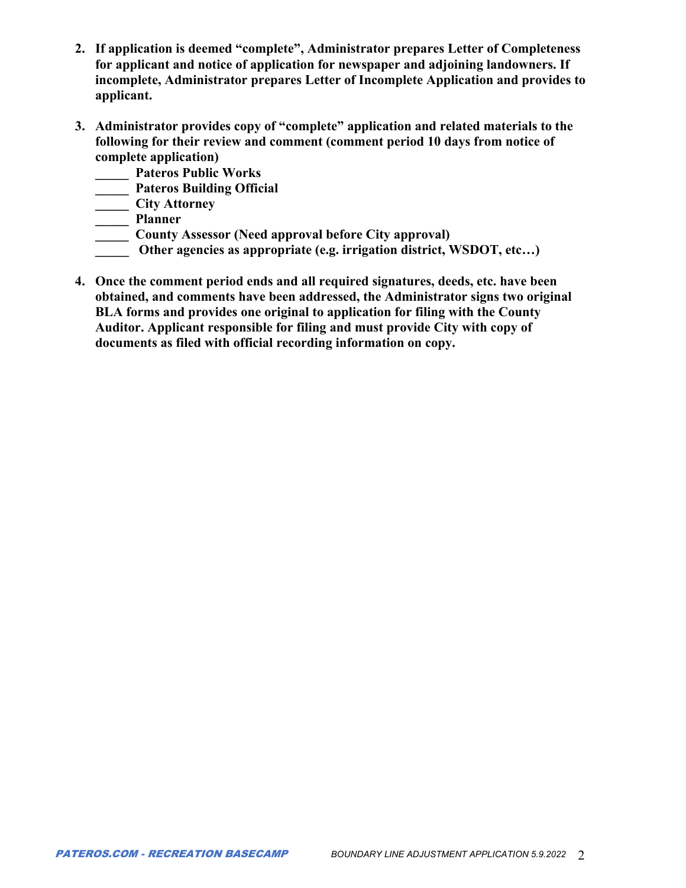2. **If application is deemed "complete", Administrator prepares Letter of Completeness for applicant and notice of application for newspaper and adjoining landowners. If incomplete, Administrator prepares Letter of Incomplete Application and provides to applicant.**

3. **Administrator provides copy of "complete" application and related materials to the following for their review and comment (comment period 10 days from notice of complete application)**
   **_____ Pateros Public Works**
   **_____ Pateros Building Official**
   **_____ City Attorney**
   **_____ Planner**
   **_____ County Assessor (Need approval before City approval)**
   **_____ Other agencies as appropriate (e.g. irrigation district, WSDOT, etc…)**

4. **Once the comment period ends and all required signatures, deeds, etc. have been obtained, and comments have been addressed, the Administrator signs two original BLA forms and provides one original to application for filing with the County Auditor. Applicant responsible for filing and must provide City with copy of documents as filed with official recording information on copy.**